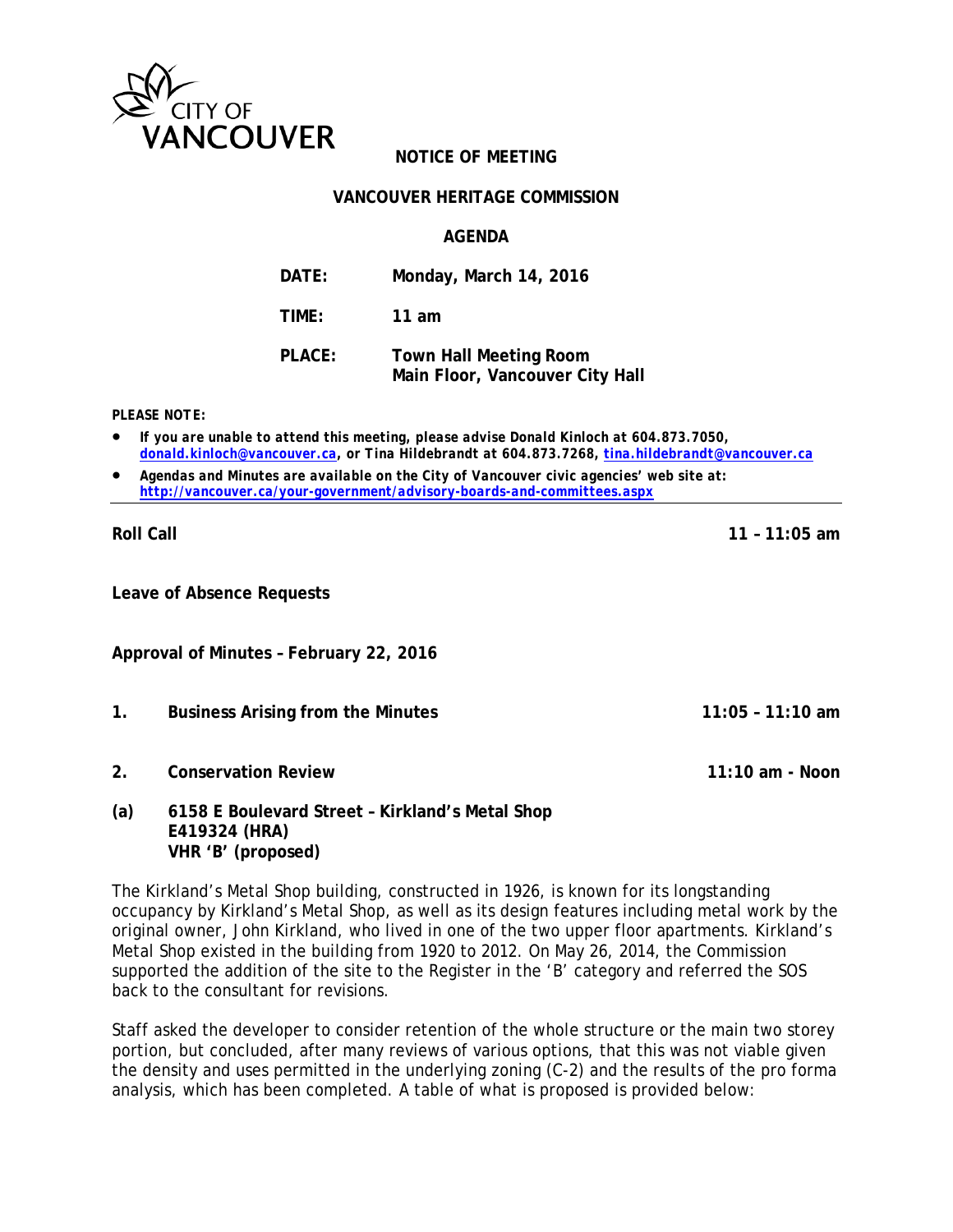CITY OF VANCOUVER

**NOTICE OF MEETING**

**VANCOUVER HERITAGE COMMISSION**

**AGENDA**

| | |
|---|---|
| **DATE:** | **Monday, March 14, 2016** |
| **TIME:** | **11 am** |
| **PLACE:** | **Town Hall Meeting Room**<br>**Main Floor, Vancouver City Hall** |

***PLEASE NOTE:***

- ***If you are unable to attend this meeting, please advise Donald Kinloch at 604.873.7050, donald.kinloch@vancouver.ca, or Tina Hildebrandt at 604.873.7268, tina.hildebrandt@vancouver.ca***
- ***Agendas and Minutes are available on the City of Vancouver civic agencies' web site at: http://vancouver.ca/your-government/advisory-boards-and-committees.aspx***

---

**Roll Call** **11 – 11:05 am**

**Leave of Absence Requests**

**Approval of Minutes – February 22, 2016**

**1. Business Arising from the Minutes** **11:05 – 11:10 am**

**2. Conservation Review** **11:10 am - Noon**

**(a) 6158 E Boulevard Street – Kirkland's Metal Shop**
**E419324 (HRA)**
**VHR 'B' (proposed)**

The Kirkland's Metal Shop building, constructed in 1926, is known for its longstanding occupancy by Kirkland's Metal Shop, as well as its design features including metal work by the original owner, John Kirkland, who lived in one of the two upper floor apartments. Kirkland's Metal Shop existed in the building from 1920 to 2012. On May 26, 2014, the Commission supported the addition of the site to the Register in the 'B' category and referred the SOS back to the consultant for revisions.

Staff asked the developer to consider retention of the whole structure or the main two storey portion, but concluded, after many reviews of various options, that this was not viable given the density and uses permitted in the underlying zoning (C-2) and the results of the pro forma analysis, which has been completed. A table of what is proposed is provided below: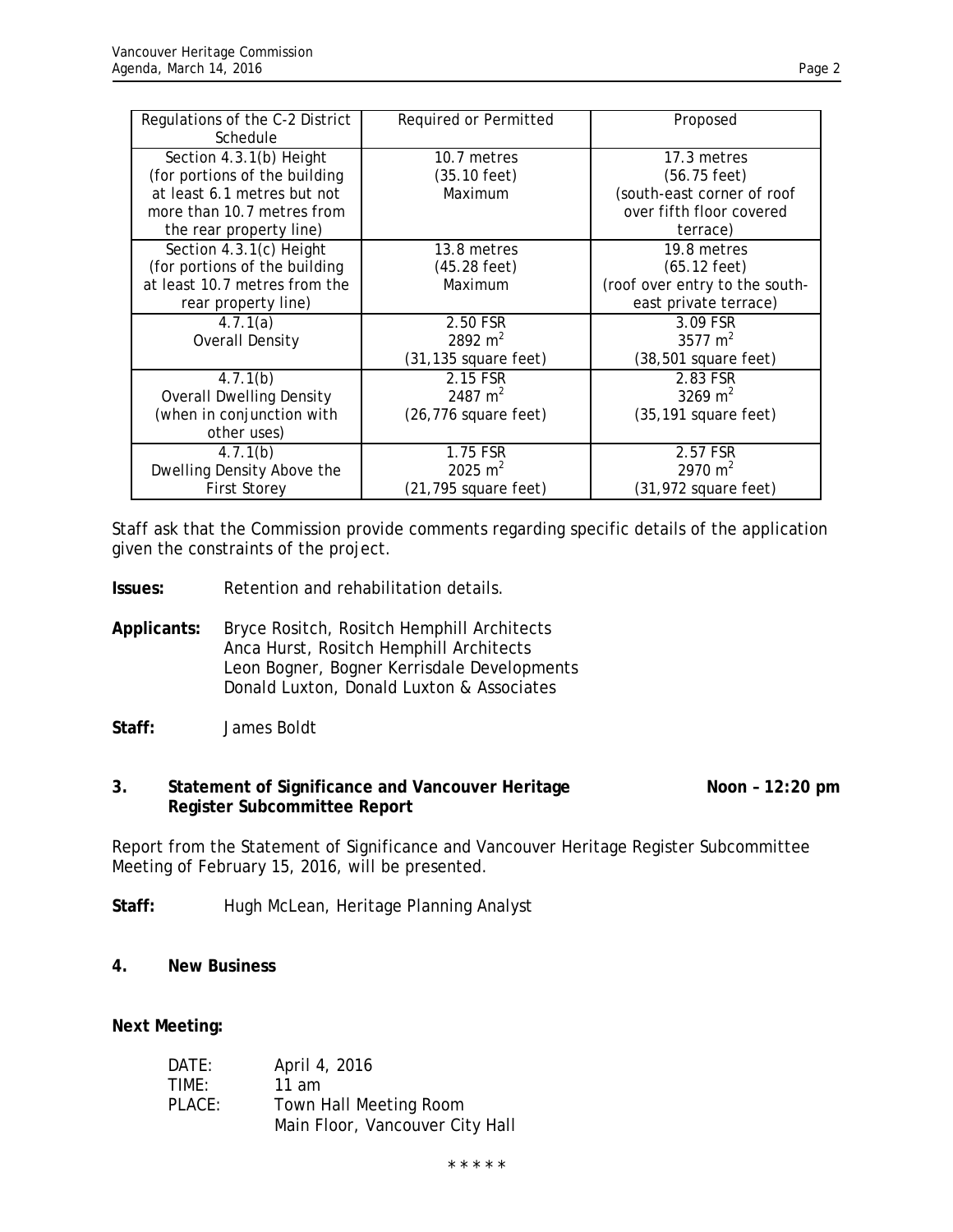| Regulations of the C-2 District Schedule | Required or Permitted | Proposed |
|---|---|---|
| Section 4.3.1(b) Height (for portions of the building at least 6.1 metres but not more than 10.7 metres from the rear property line) | 10.7 metres (35.10 feet) Maximum | 17.3 metres (56.75 feet) (south-east corner of roof over fifth floor covered terrace) |
| Section 4.3.1(c) Height (for portions of the building at least 10.7 metres from the rear property line) | 13.8 metres (45.28 feet) Maximum | 19.8 metres (65.12 feet) (roof over entry to the south-east private terrace) |
| 4.7.1(a) Overall Density | 2.50 FSR 2892 $m^2$ (31,135 square feet) | 3.09 FSR 3577 $m^2$ (38,501 square feet) |
| 4.7.1(b) Overall Dwelling Density (when in conjunction with other uses) | 2.15 FSR 2487 $m^2$ (26,776 square feet) | 2.83 FSR 3269 $m^2$ (35,191 square feet) |
| 4.7.1(b) Dwelling Density Above the First Storey | 1.75 FSR 2025 $m^2$ (21,795 square feet) | 2.57 FSR 2970 $m^2$ (31,972 square feet) |

Staff ask that the Commission provide comments regarding specific details of the application given the constraints of the project.

**Issues:** Retention and rehabilitation details.

**Applicants:** Bryce Rositch, Rositch Hemphill Architects
Anca Hurst, Rositch Hemphill Architects
Leon Bogner, Bogner Kerrisdale Developments
Donald Luxton, Donald Luxton & Associates

**Staff:** James Boldt

**3. Statement of Significance and Vancouver Heritage Register Subcommittee Report** **Noon – 12:20 pm**

Report from the Statement of Significance and Vancouver Heritage Register Subcommittee Meeting of February 15, 2016, will be presented.

**Staff:** Hugh McLean, Heritage Planning Analyst

**4. New Business**

**Next Meeting:**

DATE: April 4, 2016
TIME: 11 am
PLACE: Town Hall Meeting Room
Main Floor, Vancouver City Hall

\* \* \* \* \*